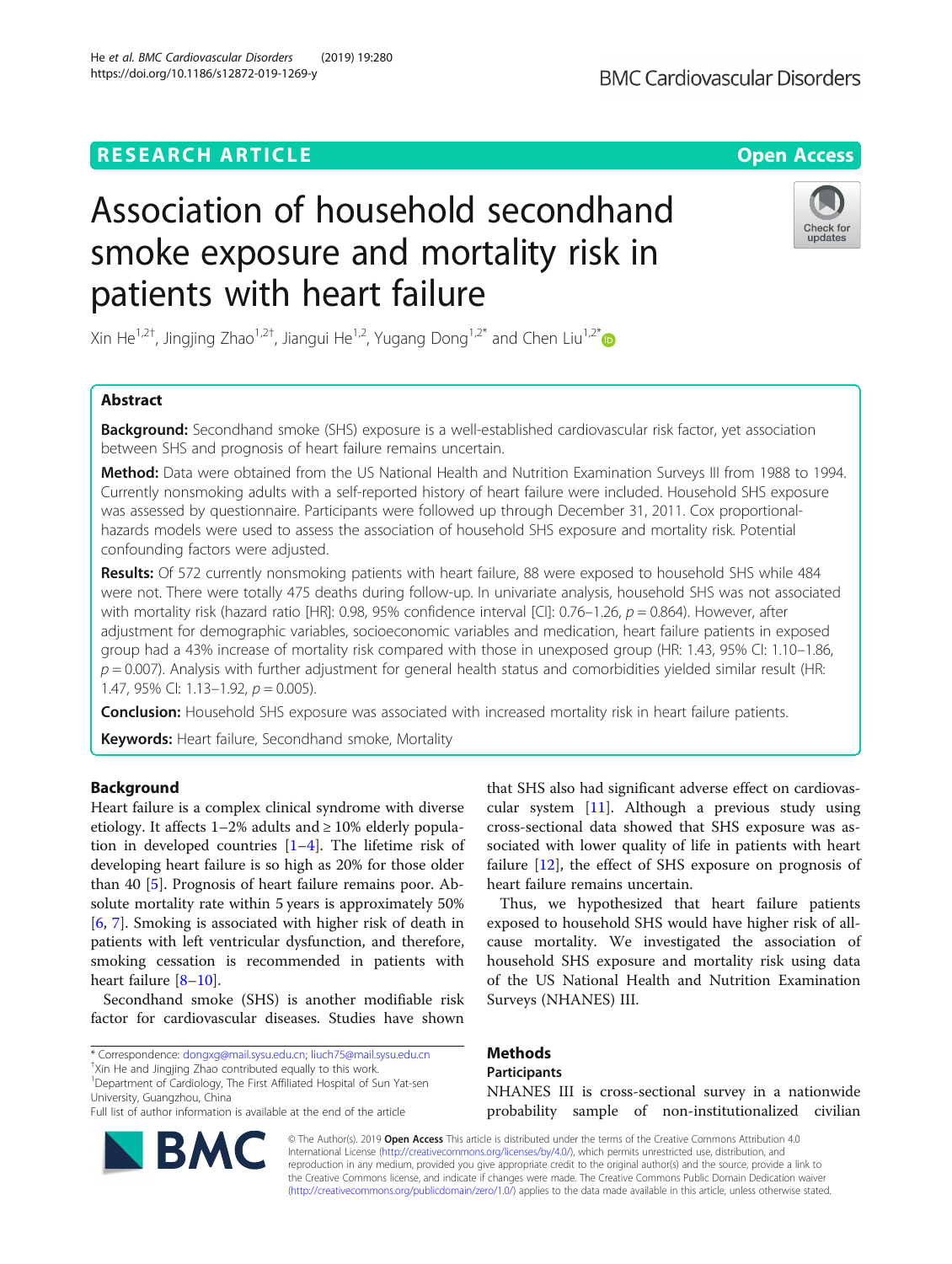RESEARCH ARTICLE

Open Access

# Association of household secondhand smoke exposure and mortality risk in patients with heart failure

Xin He[1,2†], Jingjing Zhao[1,2†], Jiangui He[1,2], Yugang Dong[1,2*] and Chen Liu[1,2*]

## Abstract

**Background:** Secondhand smoke (SHS) exposure is a well-established cardiovascular risk factor, yet association between SHS and prognosis of heart failure remains uncertain.

**Method:** Data were obtained from the US National Health and Nutrition Examination Surveys III from 1988 to 1994. Currently nonsmoking adults with a self-reported history of heart failure were included. Household SHS exposure was assessed by questionnaire. Participants were followed up through December 31, 2011. Cox proportional-hazards models were used to assess the association of household SHS exposure and mortality risk. Potential confounding factors were adjusted.

**Results:** Of 572 currently nonsmoking patients with heart failure, 88 were exposed to household SHS while 484 were not. There were totally 475 deaths during follow-up. In univariate analysis, household SHS was not associated with mortality risk (hazard ratio [HR]: 0.98, 95% confidence interval [CI]: 0.76–1.26, $p = 0.864$). However, after adjustment for demographic variables, socioeconomic variables and medication, heart failure patients in exposed group had a 43% increase of mortality risk compared with those in unexposed group (HR: 1.43, 95% CI: 1.10–1.86, $p = 0.007$). Analysis with further adjustment for general health status and comorbidities yielded similar result (HR: 1.47, 95% CI: 1.13–1.92, $p = 0.005$).

**Conclusion:** Household SHS exposure was associated with increased mortality risk in heart failure patients.

**Keywords:** Heart failure, Secondhand smoke, Mortality

## Background

Heart failure is a complex clinical syndrome with diverse etiology. It affects 1–2% adults and ≥ 10% elderly population in developed countries [1–4]. The lifetime risk of developing heart failure is so high as 20% for those older than 40 [5]. Prognosis of heart failure remains poor. Absolute mortality rate within 5 years is approximately 50% [6, 7]. Smoking is associated with higher risk of death in patients with left ventricular dysfunction, and therefore, smoking cessation is recommended in patients with heart failure [8–10].

Secondhand smoke (SHS) is another modifiable risk factor for cardiovascular diseases. Studies have shown that SHS also had significant adverse effect on cardiovascular system [11]. Although a previous study using cross-sectional data showed that SHS exposure was associated with lower quality of life in patients with heart failure [12], the effect of SHS exposure on prognosis of heart failure remains uncertain.

Thus, we hypothesized that heart failure patients exposed to household SHS would have higher risk of all-cause mortality. We investigated the association of household SHS exposure and mortality risk using data of the US National Health and Nutrition Examination Surveys (NHANES) III.

## Methods

### Participants

NHANES III is cross-sectional survey in a nationwide probability sample of non-institutionalized civilian

\* Correspondence: dongxg@mail.sysu.edu.cn; liuch75@mail.sysu.edu.cn
†Xin He and Jingjing Zhao contributed equally to this work.
[1]Department of Cardiology, The First Affiliated Hospital of Sun Yat-sen University, Guangzhou, China
Full list of author information is available at the end of the article

© The Author(s). 2019 **Open Access** This article is distributed under the terms of the Creative Commons Attribution 4.0 International License (http://creativecommons.org/licenses/by/4.0/), which permits unrestricted use, distribution, and reproduction in any medium, provided you give appropriate credit to the original author(s) and the source, provide a link to the Creative Commons license, and indicate if changes were made. The Creative Commons Public Domain Dedication waiver (http://creativecommons.org/publicdomain/zero/1.0/) applies to the data made available in this article, unless otherwise stated.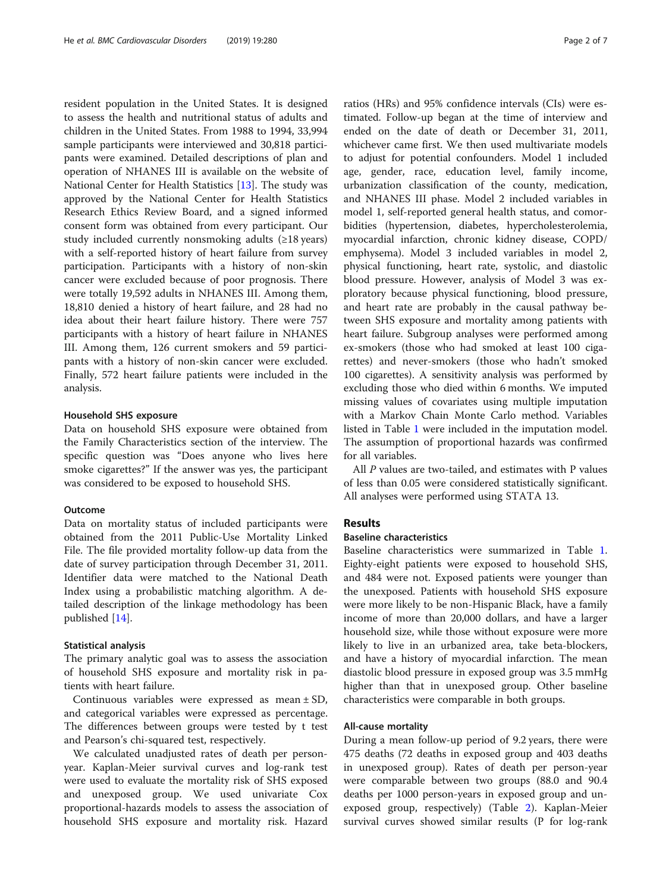resident population in the United States. It is designed to assess the health and nutritional status of adults and children in the United States. From 1988 to 1994, 33,994 sample participants were interviewed and 30,818 participants were examined. Detailed descriptions of plan and operation of NHANES III is available on the website of National Center for Health Statistics [13]. The study was approved by the National Center for Health Statistics Research Ethics Review Board, and a signed informed consent form was obtained from every participant. Our study included currently nonsmoking adults (≥18 years) with a self-reported history of heart failure from survey participation. Participants with a history of non-skin cancer were excluded because of poor prognosis. There were totally 19,592 adults in NHANES III. Among them, 18,810 denied a history of heart failure, and 28 had no idea about their heart failure history. There were 757 participants with a history of heart failure in NHANES III. Among them, 126 current smokers and 59 participants with a history of non-skin cancer were excluded. Finally, 572 heart failure patients were included in the analysis.

### Household SHS exposure

Data on household SHS exposure were obtained from the Family Characteristics section of the interview. The specific question was "Does anyone who lives here smoke cigarettes?" If the answer was yes, the participant was considered to be exposed to household SHS.

### Outcome

Data on mortality status of included participants were obtained from the 2011 Public-Use Mortality Linked File. The file provided mortality follow-up data from the date of survey participation through December 31, 2011. Identifier data were matched to the National Death Index using a probabilistic matching algorithm. A detailed description of the linkage methodology has been published [14].

### Statistical analysis

The primary analytic goal was to assess the association of household SHS exposure and mortality risk in patients with heart failure.

Continuous variables were expressed as mean ± SD, and categorical variables were expressed as percentage. The differences between groups were tested by t test and Pearson's chi-squared test, respectively.

We calculated unadjusted rates of death per person-year. Kaplan-Meier survival curves and log-rank test were used to evaluate the mortality risk of SHS exposed and unexposed group. We used univariate Cox proportional-hazards models to assess the association of household SHS exposure and mortality risk. Hazard ratios (HRs) and 95% confidence intervals (CIs) were estimated. Follow-up began at the time of interview and ended on the date of death or December 31, 2011, whichever came first. We then used multivariate models to adjust for potential confounders. Model 1 included age, gender, race, education level, family income, urbanization classification of the county, medication, and NHANES III phase. Model 2 included variables in model 1, self-reported general health status, and comorbidities (hypertension, diabetes, hypercholesterolemia, myocardial infarction, chronic kidney disease, COPD/emphysema). Model 3 included variables in model 2, physical functioning, heart rate, systolic, and diastolic blood pressure. However, analysis of Model 3 was exploratory because physical functioning, blood pressure, and heart rate are probably in the causal pathway between SHS exposure and mortality among patients with heart failure. Subgroup analyses were performed among ex-smokers (those who had smoked at least 100 cigarettes) and never-smokers (those who hadn't smoked 100 cigarettes). A sensitivity analysis was performed by excluding those who died within 6 months. We imputed missing values of covariates using multiple imputation with a Markov Chain Monte Carlo method. Variables listed in Table 1 were included in the imputation model. The assumption of proportional hazards was confirmed for all variables.

All *P* values are two-tailed, and estimates with P values of less than 0.05 were considered statistically significant. All analyses were performed using STATA 13.

## Results

### Baseline characteristics

Baseline characteristics were summarized in Table 1. Eighty-eight patients were exposed to household SHS, and 484 were not. Exposed patients were younger than the unexposed. Patients with household SHS exposure were more likely to be non-Hispanic Black, have a family income of more than 20,000 dollars, and have a larger household size, while those without exposure were more likely to live in an urbanized area, take beta-blockers, and have a history of myocardial infarction. The mean diastolic blood pressure in exposed group was 3.5 mmHg higher than that in unexposed group. Other baseline characteristics were comparable in both groups.

### All-cause mortality

During a mean follow-up period of 9.2 years, there were 475 deaths (72 deaths in exposed group and 403 deaths in unexposed group). Rates of death per person-year were comparable between two groups (88.0 and 90.4 deaths per 1000 person-years in exposed group and unexposed group, respectively) (Table 2). Kaplan-Meier survival curves showed similar results (P for log-rank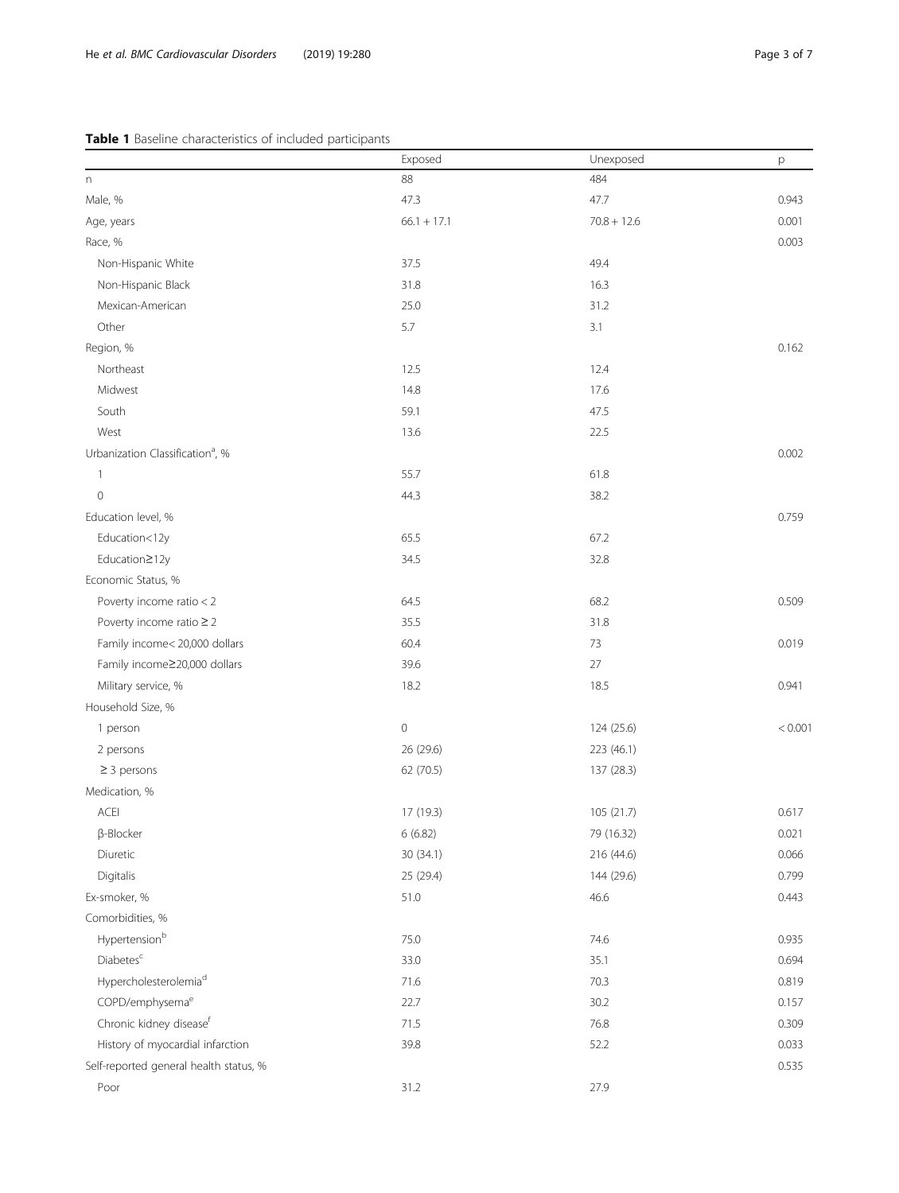**Table 1** Baseline characteristics of included participants

| | Exposed | Unexposed | p |
|---|---|---|---|
| n | 88 | 484 | |
| Male, % | 47.3 | 47.7 | 0.943 |
| Age, years | 66.1 + 17.1 | 70.8 + 12.6 | 0.001 |
| Race, % | | | 0.003 |
| Non-Hispanic White | 37.5 | 49.4 | |
| Non-Hispanic Black | 31.8 | 16.3 | |
| Mexican-American | 25.0 | 31.2 | |
| Other | 5.7 | 3.1 | |
| Region, % | | | 0.162 |
| Northeast | 12.5 | 12.4 | |
| Midwest | 14.8 | 17.6 | |
| South | 59.1 | 47.5 | |
| West | 13.6 | 22.5 | |
| Urbanization Classification[a], % | | | 0.002 |
| 1 | 55.7 | 61.8 | |
| 0 | 44.3 | 38.2 | |
| Education level, % | | | 0.759 |
| Education<12y | 65.5 | 67.2 | |
| Education≥12y | 34.5 | 32.8 | |
| Economic Status, % | | | |
| Poverty income ratio < 2 | 64.5 | 68.2 | 0.509 |
| Poverty income ratio ≥ 2 | 35.5 | 31.8 | |
| Family income< 20,000 dollars | 60.4 | 73 | 0.019 |
| Family income≥20,000 dollars | 39.6 | 27 | |
| Military service, % | 18.2 | 18.5 | 0.941 |
| Household Size, % | | | |
| 1 person | 0 | 124 (25.6) | < 0.001 |
| 2 persons | 26 (29.6) | 223 (46.1) | |
| ≥ 3 persons | 62 (70.5) | 137 (28.3) | |
| Medication, % | | | |
| ACEI | 17 (19.3) | 105 (21.7) | 0.617 |
| β-Blocker | 6 (6.82) | 79 (16.32) | 0.021 |
| Diuretic | 30 (34.1) | 216 (44.6) | 0.066 |
| Digitalis | 25 (29.4) | 144 (29.6) | 0.799 |
| Ex-smoker, % | 51.0 | 46.6 | 0.443 |
| Comorbidities, % | | | |
| Hypertension[b] | 75.0 | 74.6 | 0.935 |
| Diabetes[c] | 33.0 | 35.1 | 0.694 |
| Hypercholesterolemia[d] | 71.6 | 70.3 | 0.819 |
| COPD/emphysema[e] | 22.7 | 30.2 | 0.157 |
| Chronic kidney disease[f] | 71.5 | 76.8 | 0.309 |
| History of myocardial infarction | 39.8 | 52.2 | 0.033 |
| Self-reported general health status, % | | | 0.535 |
| Poor | 31.2 | 27.9 | |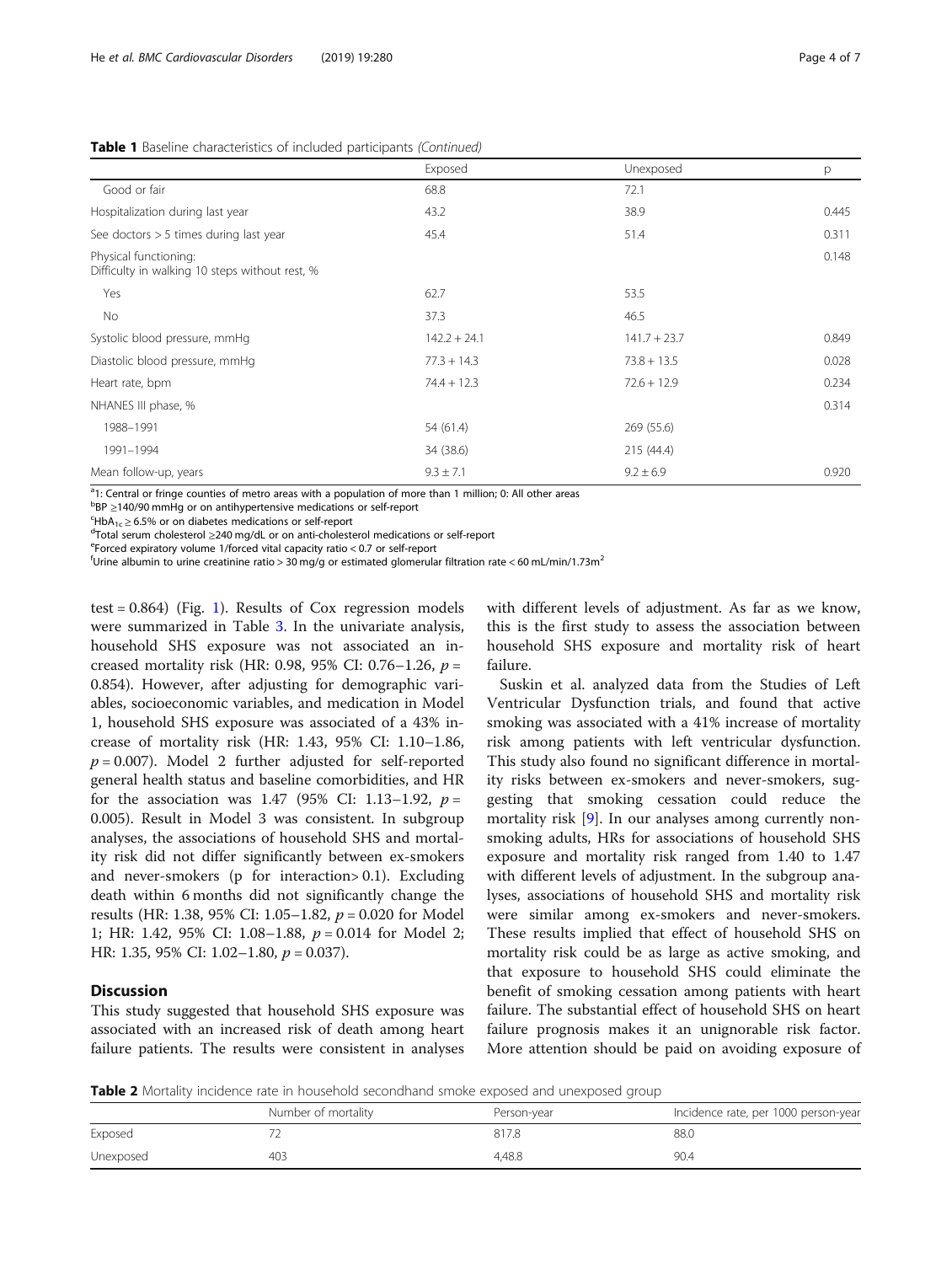**Table 1** Baseline characteristics of included participants *(Continued)*

| | Exposed | Unexposed | p |
|---|---|---|---|
| Good or fair | 68.8 | 72.1 | |
| Hospitalization during last year | 43.2 | 38.9 | 0.445 |
| See doctors > 5 times during last year | 45.4 | 51.4 | 0.311 |
| Physical functioning: Difficulty in walking 10 steps without rest, % | | | 0.148 |
| Yes | 62.7 | 53.5 | |
| No | 37.3 | 46.5 | |
| Systolic blood pressure, mmHg | 142.2 + 24.1 | 141.7 + 23.7 | 0.849 |
| Diastolic blood pressure, mmHg | 77.3 + 14.3 | 73.8 + 13.5 | 0.028 |
| Heart rate, bpm | 74.4 + 12.3 | 72.6 + 12.9 | 0.234 |
| NHANES III phase, % | | | 0.314 |
| 1988–1991 | 54 (61.4) | 269 (55.6) | |
| 1991–1994 | 34 (38.6) | 215 (44.4) | |
| Mean follow-up, years | 9.3 ± 7.1 | 9.2 ± 6.9 | 0.920 |

[a] 1: Central or fringe counties of metro areas with a population of more than 1 million; 0: All other areas
[b] BP ≥140/90 mmHg or on antihypertensive medications or self-report
[c] $HbA_{1c}$ ≥ 6.5% or on diabetes medications or self-report
[d] Total serum cholesterol ≥240 mg/dL or on anti-cholesterol medications or self-report
[e] Forced expiratory volume 1/forced vital capacity ratio < 0.7 or self-report
[f] Urine albumin to urine creatinine ratio > 30 mg/g or estimated glomerular filtration rate < 60 mL/min/1.73m$^2$

test = 0.864) (Fig. 1). Results of Cox regression models were summarized in Table 3. In the univariate analysis, household SHS exposure was not associated an increased mortality risk (HR: 0.98, 95% CI: 0.76–1.26, $p$ = 0.854). However, after adjusting for demographic variables, socioeconomic variables, and medication in Model 1, household SHS exposure was associated of a 43% increase of mortality risk (HR: 1.43, 95% CI: 1.10–1.86, $p$ = 0.007). Model 2 further adjusted for self-reported general health status and baseline comorbidities, and HR for the association was 1.47 (95% CI: 1.13–1.92, $p$ = 0.005). Result in Model 3 was consistent. In subgroup analyses, the associations of household SHS and mortality risk did not differ significantly between ex-smokers and never-smokers (p for interaction> 0.1). Excluding death within 6 months did not significantly change the results (HR: 1.38, 95% CI: 1.05–1.82, $p$ = 0.020 for Model 1; HR: 1.42, 95% CI: 1.08–1.88, $p$ = 0.014 for Model 2; HR: 1.35, 95% CI: 1.02–1.80, $p$ = 0.037).

## Discussion

This study suggested that household SHS exposure was associated with an increased risk of death among heart failure patients. The results were consistent in analyses with different levels of adjustment. As far as we know, this is the first study to assess the association between household SHS exposure and mortality risk of heart failure.

Suskin et al. analyzed data from the Studies of Left Ventricular Dysfunction trials, and found that active smoking was associated with a 41% increase of mortality risk among patients with left ventricular dysfunction. This study also found no significant difference in mortality risks between ex-smokers and never-smokers, suggesting that smoking cessation could reduce the mortality risk [9]. In our analyses among currently non-smoking adults, HRs for associations of household SHS exposure and mortality risk ranged from 1.40 to 1.47 with different levels of adjustment. In the subgroup analyses, associations of household SHS and mortality risk were similar among ex-smokers and never-smokers. These results implied that effect of household SHS on mortality risk could be as large as active smoking, and that exposure to household SHS could eliminate the benefit of smoking cessation among patients with heart failure. The substantial effect of household SHS on heart failure prognosis makes it an unignorable risk factor. More attention should be paid on avoiding exposure of

**Table 2** Mortality incidence rate in household secondhand smoke exposed and unexposed group

| | Number of mortality | Person-year | Incidence rate, per 1000 person-year |
|---|---|---|---|
| Exposed | 72 | 817.8 | 88.0 |
| Unexposed | 403 | 4,48.8 | 90.4 |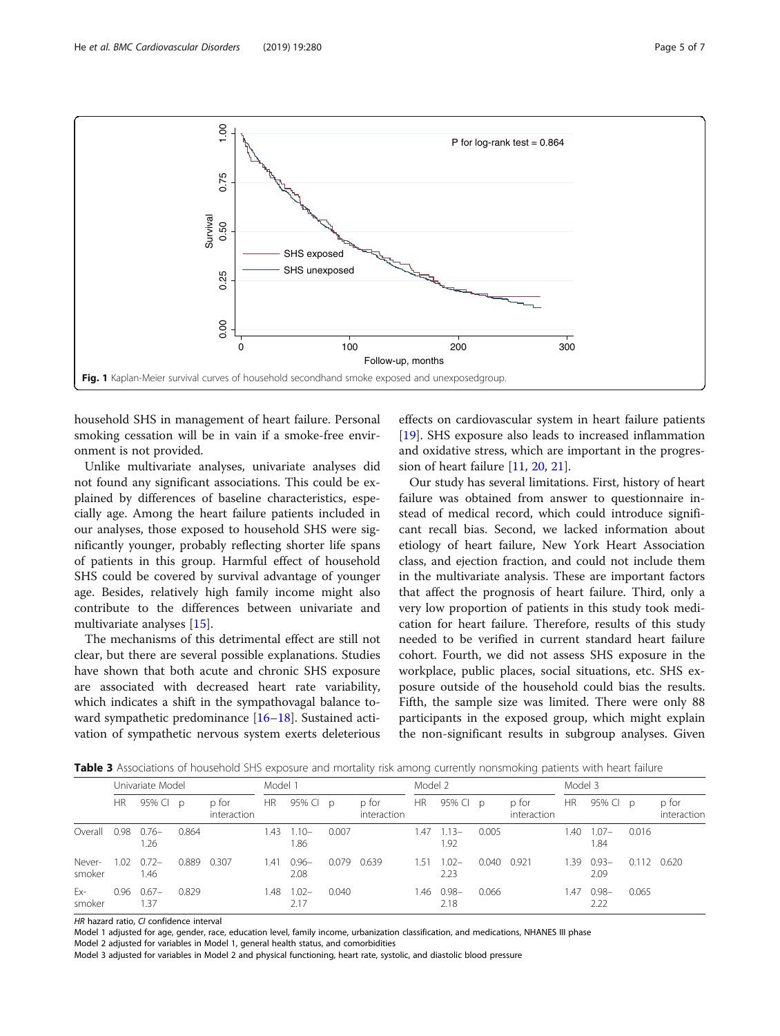Fig. 1 Kaplan-Meier survival curves of household secondhand smoke exposed and unexposedgroup.

household SHS in management of heart failure. Personal smoking cessation will be in vain if a smoke-free environment is not provided.

Unlike multivariate analyses, univariate analyses did not found any significant associations. This could be explained by differences of baseline characteristics, especially age. Among the heart failure patients included in our analyses, those exposed to household SHS were significantly younger, probably reflecting shorter life spans of patients in this group. Harmful effect of household SHS could be covered by survival advantage of younger age. Besides, relatively high family income might also contribute to the differences between univariate and multivariate analyses [15].

The mechanisms of this detrimental effect are still not clear, but there are several possible explanations. Studies have shown that both acute and chronic SHS exposure are associated with decreased heart rate variability, which indicates a shift in the sympathovagal balance toward sympathetic predominance [16–18]. Sustained activation of sympathetic nervous system exerts deleterious effects on cardiovascular system in heart failure patients [19]. SHS exposure also leads to increased inflammation and oxidative stress, which are important in the progression of heart failure [11, 20, 21].

Our study has several limitations. First, history of heart failure was obtained from answer to questionnaire instead of medical record, which could introduce significant recall bias. Second, we lacked information about etiology of heart failure, New York Heart Association class, and ejection fraction, and could not include them in the multivariate analysis. These are important factors that affect the prognosis of heart failure. Third, only a very low proportion of patients in this study took medication for heart failure. Therefore, results of this study needed to be verified in current standard heart failure cohort. Fourth, we did not assess SHS exposure in the workplace, public places, social situations, etc. SHS exposure outside of the household could bias the results. Fifth, the sample size was limited. There were only 88 participants in the exposed group, which might explain the non-significant results in subgroup analyses. Given

**Table 3** Associations of household SHS exposure and mortality risk among currently nonsmoking patients with heart failure

| | Univariate Model | | | | Model 1 | | | | Model 2 | | | | Model 3 | | | |
|---|---|---|---|---|---|---|---|---|---|---|---|---|---|---|---|---|
| | HR | 95% CI | p | p for interaction | HR | 95% CI | p | p for interaction | HR | 95% CI | p | p for interaction | HR | 95% CI | p | p for interaction |
| Overall | 0.98 | 0.76–1.26 | 0.864 | | 1.43 | 1.10–1.86 | 0.007 | | 1.47 | 1.13–1.92 | 0.005 | | 1.40 | 1.07–1.84 | 0.016 | |
| Never-smoker | 1.02 | 0.72–1.46 | 0.889 | 0.307 | 1.41 | 0.96–2.08 | 0.079 | 0.639 | 1.51 | 1.02–2.23 | 0.040 | 0.921 | 1.39 | 0.93–2.09 | 0.112 | 0.620 |
| Ex-smoker | 0.96 | 0.67–1.37 | 0.829 | | 1.48 | 1.02–2.17 | 0.040 | | 1.46 | 0.98–2.18 | 0.066 | | 1.47 | 0.98–2.22 | 0.065 | |

*HR* hazard ratio, *CI* confidence interval

Model 1 adjusted for age, gender, race, education level, family income, urbanization classification, and medications, NHANES III phase

Model 2 adjusted for variables in Model 1, general health status, and comorbidities

Model 3 adjusted for variables in Model 2 and physical functioning, heart rate, systolic, and diastolic blood pressure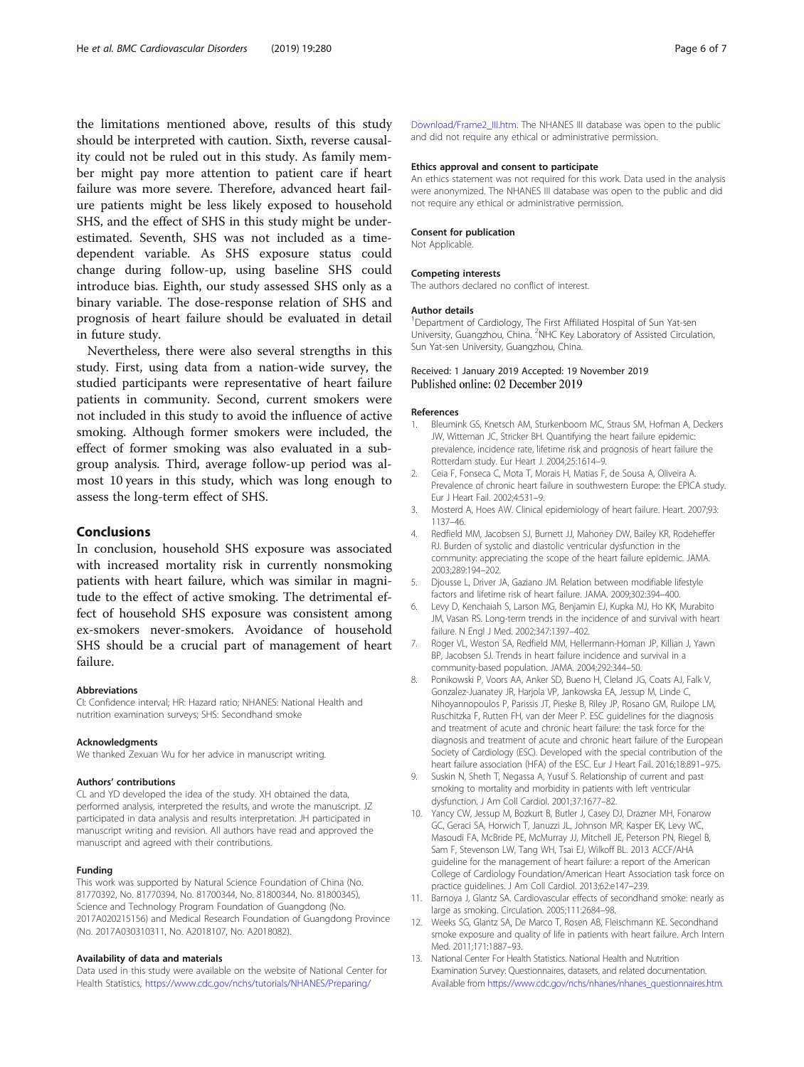the limitations mentioned above, results of this study should be interpreted with caution. Sixth, reverse causality could not be ruled out in this study. As family member might pay more attention to patient care if heart failure was more severe. Therefore, advanced heart failure patients might be less likely exposed to household SHS, and the effect of SHS in this study might be underestimated. Seventh, SHS was not included as a time-dependent variable. As SHS exposure status could change during follow-up, using baseline SHS could introduce bias. Eighth, our study assessed SHS only as a binary variable. The dose-response relation of SHS and prognosis of heart failure should be evaluated in detail in future study.

Nevertheless, there were also several strengths in this study. First, using data from a nation-wide survey, the studied participants were representative of heart failure patients in community. Second, current smokers were not included in this study to avoid the influence of active smoking. Although former smokers were included, the effect of former smoking was also evaluated in a subgroup analysis. Third, average follow-up period was almost 10 years in this study, which was long enough to assess the long-term effect of SHS.

## Conclusions

In conclusion, household SHS exposure was associated with increased mortality risk in currently nonsmoking patients with heart failure, which was similar in magnitude to the effect of active smoking. The detrimental effect of household SHS exposure was consistent among ex-smokers never-smokers. Avoidance of household SHS should be a crucial part of management of heart failure.

#### Abbreviations

CI: Confidence interval; HR: Hazard ratio; NHANES: National Health and nutrition examination surveys; SHS: Secondhand smoke

#### Acknowledgments

We thanked Zexuan Wu for her advice in manuscript writing.

#### Authors' contributions

CL and YD developed the idea of the study. XH obtained the data, performed analysis, interpreted the results, and wrote the manuscript. JZ participated in data analysis and results interpretation. JH participated in manuscript writing and revision. All authors have read and approved the manuscript and agreed with their contributions.

#### Funding

This work was supported by Natural Science Foundation of China (No. 81770392, No. 81770394, No. 81700344, No. 81800344, No. 81800345), Science and Technology Program Foundation of Guangdong (No. 2017A020215156) and Medical Research Foundation of Guangdong Province (No. 2017A030310311, No. A2018107, No. A2018082).

#### Availability of data and materials

Data used in this study were available on the website of National Center for Health Statistics, https://www.cdc.gov/nchs/tutorials/NHANES/Preparing/Download/Frame2_III.htm. The NHANES III database was open to the public and did not require any ethical or administrative permission.

#### Ethics approval and consent to participate

An ethics statement was not required for this work. Data used in the analysis were anonymized. The NHANES III database was open to the public and did not require any ethical or administrative permission.

#### Consent for publication

Not Applicable.

#### Competing interests

The authors declared no conflict of interest.

#### Author details

[1]Department of Cardiology, The First Affiliated Hospital of Sun Yat-sen University, Guangzhou, China. [2]NHC Key Laboratory of Assisted Circulation, Sun Yat-sen University, Guangzhou, China.

Received: 1 January 2019 Accepted: 19 November 2019
Published online: 02 December 2019

#### References

1. Bleumink GS, Knetsch AM, Sturkenboom MC, Straus SM, Hofman A, Deckers JW, Witteman JC, Stricker BH. Quantifying the heart failure epidemic: prevalence, incidence rate, lifetime risk and prognosis of heart failure the Rotterdam study. Eur Heart J. 2004;25:1614–9.
2. Ceia F, Fonseca C, Mota T, Morais H, Matias F, de Sousa A, Oliveira A. Prevalence of chronic heart failure in southwestern Europe: the EPICA study. Eur J Heart Fail. 2002;4:531–9.
3. Mosterd A, Hoes AW. Clinical epidemiology of heart failure. Heart. 2007;93:1137–46.
4. Redfield MM, Jacobsen SJ, Burnett JJ, Mahoney DW, Bailey KR, Rodeheffer RJ. Burden of systolic and diastolic ventricular dysfunction in the community: appreciating the scope of the heart failure epidemic. JAMA. 2003;289:194–202.
5. Djousse L, Driver JA, Gaziano JM. Relation between modifiable lifestyle factors and lifetime risk of heart failure. JAMA. 2009;302:394–400.
6. Levy D, Kenchaiah S, Larson MG, Benjamin EJ, Kupka MJ, Ho KK, Murabito JM, Vasan RS. Long-term trends in the incidence of and survival with heart failure. N Engl J Med. 2002;347:1397–402.
7. Roger VL, Weston SA, Redfield MM, Hellermann-Homan JP, Killian J, Yawn BP, Jacobsen SJ. Trends in heart failure incidence and survival in a community-based population. JAMA. 2004;292:344–50.
8. Ponikowski P, Voors AA, Anker SD, Bueno H, Cleland JG, Coats AJ, Falk V, Gonzalez-Juanatey JR, Harjola VP, Jankowska EA, Jessup M, Linde C, Nihoyannopoulos P, Parissis JT, Pieske B, Riley JP, Rosano GM, Ruilope LM, Ruschitzka F, Rutten FH, van der Meer P. ESC guidelines for the diagnosis and treatment of acute and chronic heart failure: the task force for the diagnosis and treatment of acute and chronic heart failure of the European Society of Cardiology (ESC). Developed with the special contribution of the heart failure association (HFA) of the ESC. Eur J Heart Fail. 2016;18:891–975.
9. Suskin N, Sheth T, Negassa A, Yusuf S. Relationship of current and past smoking to mortality and morbidity in patients with left ventricular dysfunction. J Am Coll Cardiol. 2001;37:1677–82.
10. Yancy CW, Jessup M, Bozkurt B, Butler J, Casey DJ, Drazner MH, Fonarow GC, Geraci SA, Horwich T, Januzzi JL, Johnson MR, Kasper EK, Levy WC, Masoudi FA, McBride PE, McMurray JJ, Mitchell JE, Peterson PN, Riegel B, Sam F, Stevenson LW, Tang WH, Tsai EJ, Wilkoff BL. 2013 ACCF/AHA guideline for the management of heart failure: a report of the American College of Cardiology Foundation/American Heart Association task force on practice guidelines. J Am Coll Cardiol. 2013;62:e147–239.
11. Barnoya J, Glantz SA. Cardiovascular effects of secondhand smoke: nearly as large as smoking. Circulation. 2005;111:2684–98.
12. Weeks SG, Glantz SA, De Marco T, Rosen AB, Fleischmann KE. Secondhand smoke exposure and quality of life in patients with heart failure. Arch Intern Med. 2011;171:1887–93.
13. National Center For Health Statistics. National Health and Nutrition Examination Survey: Questionnaires, datasets, and related documentation. Available from https://www.cdc.gov/nchs/nhanes/nhanes_questionnaires.htm.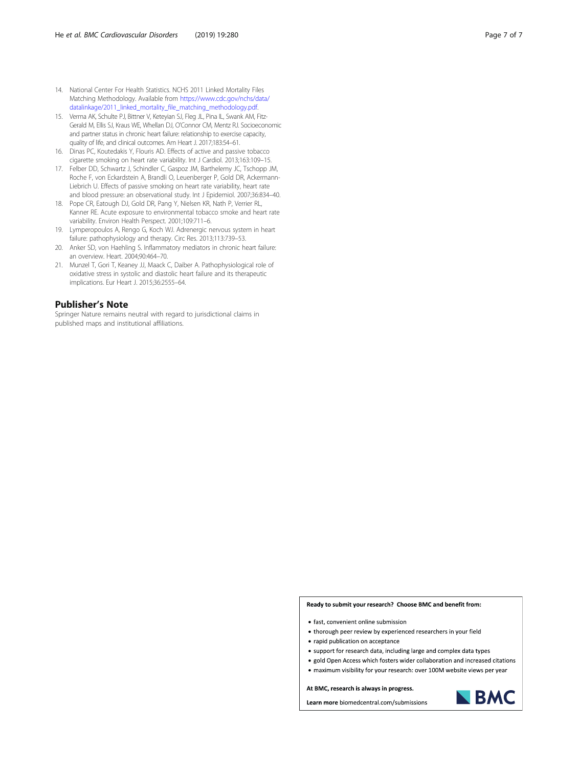14. National Center For Health Statistics. NCHS 2011 Linked Mortality Files Matching Methodology. Available from https://www.cdc.gov/nchs/data/datalinkage/2011_linked_mortality_file_matching_methodology.pdf.
15. Verma AK, Schulte PJ, Bittner V, Keteyian SJ, Fleg JL, Pina IL, Swank AM, Fitz-Gerald M, Ellis SJ, Kraus WE, Whellan DJ, O'Connor CM, Mentz RJ. Socioeconomic and partner status in chronic heart failure: relationship to exercise capacity, quality of life, and clinical outcomes. Am Heart J. 2017;183:54–61.
16. Dinas PC, Koutedakis Y, Flouris AD. Effects of active and passive tobacco cigarette smoking on heart rate variability. Int J Cardiol. 2013;163:109–15.
17. Felber DD, Schwartz J, Schindler C, Gaspoz JM, Barthelemy JC, Tschopp JM, Roche F, von Eckardstein A, Brandli O, Leuenberger P, Gold DR, Ackermann-Liebrich U. Effects of passive smoking on heart rate variability, heart rate and blood pressure: an observational study. Int J Epidemiol. 2007;36:834–40.
18. Pope CR, Eatough DJ, Gold DR, Pang Y, Nielsen KR, Nath P, Verrier RL, Kanner RE. Acute exposure to environmental tobacco smoke and heart rate variability. Environ Health Perspect. 2001;109:711–6.
19. Lymperopoulos A, Rengo G, Koch WJ. Adrenergic nervous system in heart failure: pathophysiology and therapy. Circ Res. 2013;113:739–53.
20. Anker SD, von Haehling S. Inflammatory mediators in chronic heart failure: an overview. Heart. 2004;90:464–70.
21. Munzel T, Gori T, Keaney JJ, Maack C, Daiber A. Pathophysiological role of oxidative stress in systolic and diastolic heart failure and its therapeutic implications. Eur Heart J. 2015;36:2555–64.

## Publisher's Note

Springer Nature remains neutral with regard to jurisdictional claims in published maps and institutional affiliations.